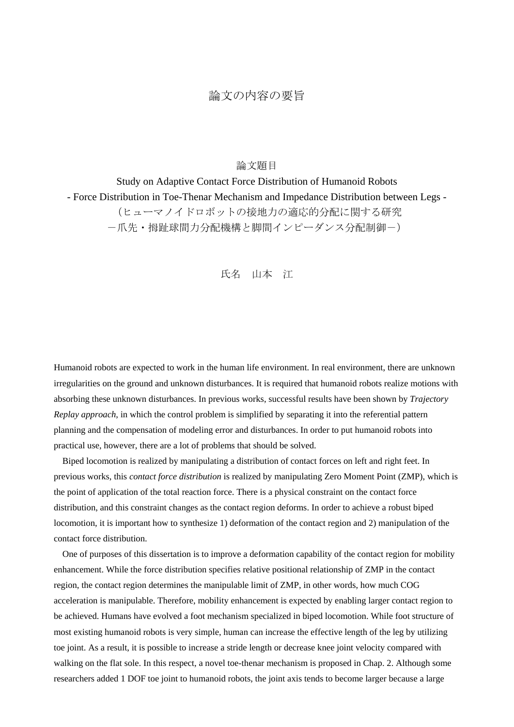# 論文の内容の要旨

論文題目

Study on Adaptive Contact Force Distribution of Humanoid Robots

- Force Distribution in Toe-Thenar Mechanism and Impedance Distribution between Legs -

（ヒューマノイドロボットの接地力の適応的分配に関する研究

－爪先・拇趾球間力分配機構と脚間インピーダンス分配制御－）

氏名　山本　江

Humanoid robots are expected to work in the human life environment. In real environment, there are unknown irregularities on the ground and unknown disturbances. It is required that humanoid robots realize motions with absorbing these unknown disturbances. In previous works, successful results have been shown by *Trajectory Replay approach*, in which the control problem is simplified by separating it into the referential pattern planning and the compensation of modeling error and disturbances. In order to put humanoid robots into practical use, however, there are a lot of problems that should be solved.

Biped locomotion is realized by manipulating a distribution of contact forces on left and right feet. In previous works, this *contact force distribution* is realized by manipulating Zero Moment Point (ZMP), which is the point of application of the total reaction force. There is a physical constraint on the contact force distribution, and this constraint changes as the contact region deforms. In order to achieve a robust biped locomotion, it is important how to synthesize 1) deformation of the contact region and 2) manipulation of the contact force distribution.

One of purposes of this dissertation is to improve a deformation capability of the contact region for mobility enhancement. While the force distribution specifies relative positional relationship of ZMP in the contact region, the contact region determines the manipulable limit of ZMP, in other words, how much COG acceleration is manipulable. Therefore, mobility enhancement is expected by enabling larger contact region to be achieved. Humans have evolved a foot mechanism specialized in biped locomotion. While foot structure of most existing humanoid robots is very simple, human can increase the effective length of the leg by utilizing toe joint. As a result, it is possible to increase a stride length or decrease knee joint velocity compared with walking on the flat sole. In this respect, a novel toe-thenar mechanism is proposed in Chap. 2. Although some researchers added 1 DOF toe joint to humanoid robots, the joint axis tends to become larger because a large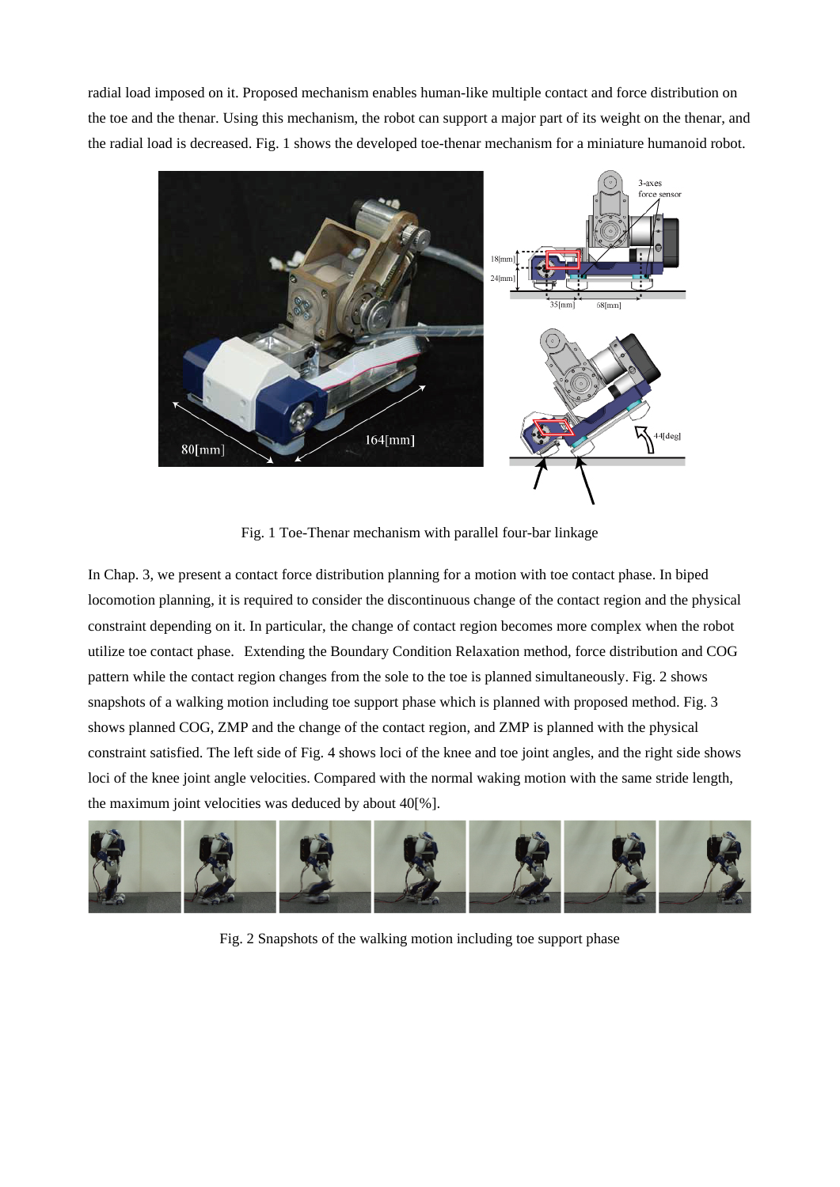radial load imposed on it. Proposed mechanism enables human-like multiple contact and force distribution on the toe and the thenar. Using this mechanism, the robot can support a major part of its weight on the thenar, and the radial load is decreased. Fig. 1 shows the developed toe-thenar mechanism for a miniature humanoid robot.

Fig. 1 Toe-Thenar mechanism with parallel four-bar linkage

In Chap. 3, we present a contact force distribution planning for a motion with toe contact phase. In biped locomotion planning, it is required to consider the discontinuous change of the contact region and the physical constraint depending on it. In particular, the change of contact region becomes more complex when the robot utilize toe contact phase. Extending the Boundary Condition Relaxation method, force distribution and COG pattern while the contact region changes from the sole to the toe is planned simultaneously. Fig. 2 shows snapshots of a walking motion including toe support phase which is planned with proposed method. Fig. 3 shows planned COG, ZMP and the change of the contact region, and ZMP is planned with the physical constraint satisfied. The left side of Fig. 4 shows loci of the knee and toe joint angles, and the right side shows loci of the knee joint angle velocities. Compared with the normal waking motion with the same stride length, the maximum joint velocities was deduced by about 40[%].

Fig. 2 Snapshots of the walking motion including toe support phase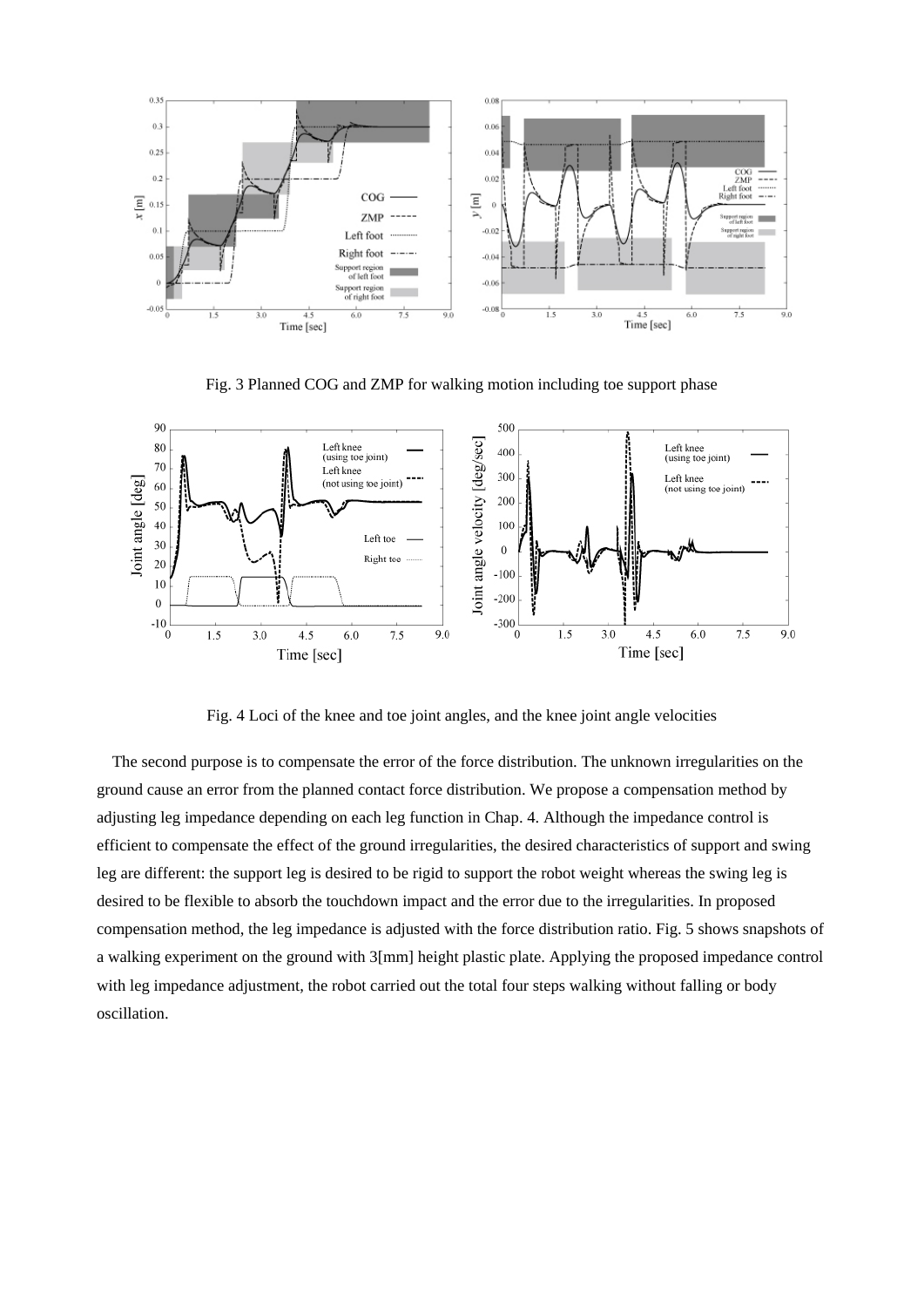Fig. 3 Planned COG and ZMP for walking motion including toe support phase

Fig. 4 Loci of the knee and toe joint angles, and the knee joint angle velocities

The second purpose is to compensate the error of the force distribution. The unknown irregularities on the ground cause an error from the planned contact force distribution. We propose a compensation method by adjusting leg impedance depending on each leg function in Chap. 4. Although the impedance control is efficient to compensate the effect of the ground irregularities, the desired characteristics of support and swing leg are different: the support leg is desired to be rigid to support the robot weight whereas the swing leg is desired to be flexible to absorb the touchdown impact and the error due to the irregularities. In proposed compensation method, the leg impedance is adjusted with the force distribution ratio. Fig. 5 shows snapshots of a walking experiment on the ground with 3[mm] height plastic plate. Applying the proposed impedance control with leg impedance adjustment, the robot carried out the total four steps walking without falling or body oscillation.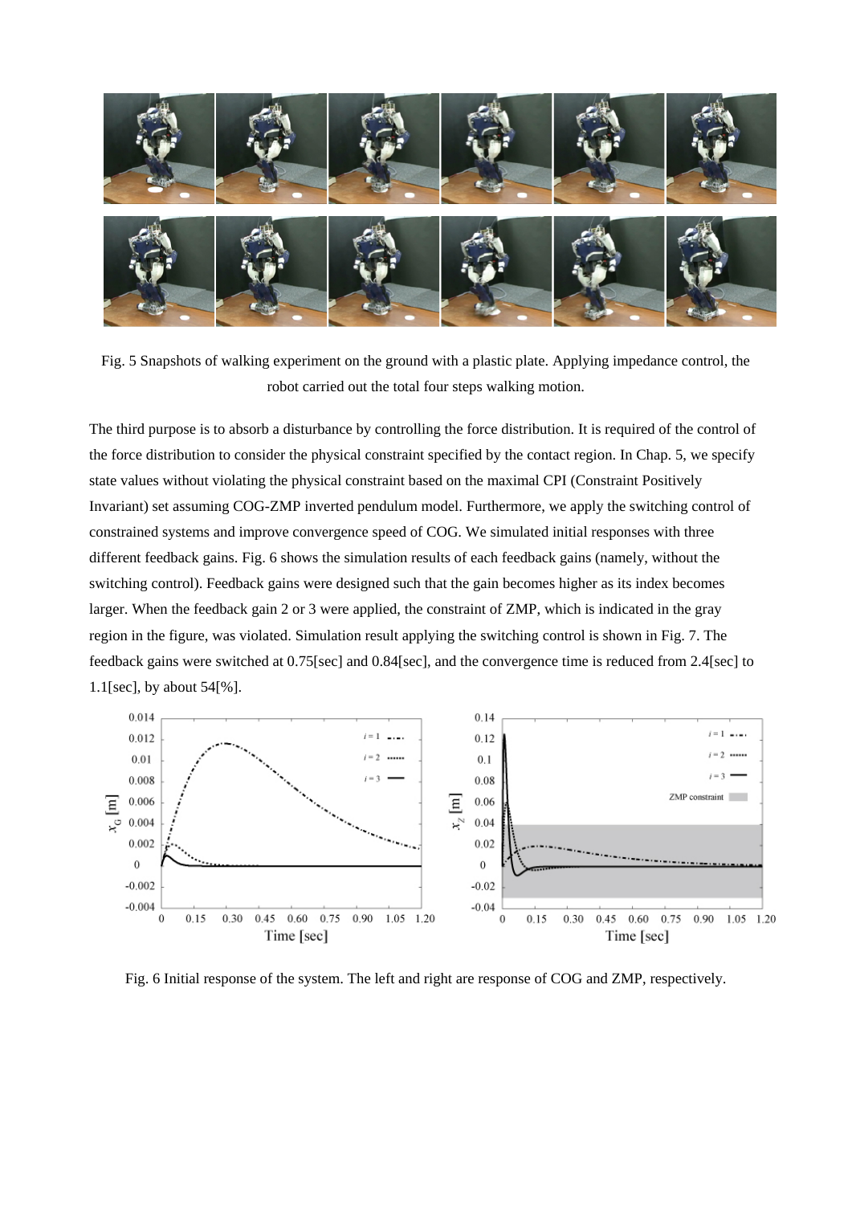Fig. 5 Snapshots of walking experiment on the ground with a plastic plate. Applying impedance control, the robot carried out the total four steps walking motion.

The third purpose is to absorb a disturbance by controlling the force distribution. It is required of the control of the force distribution to consider the physical constraint specified by the contact region. In Chap. 5, we specify state values without violating the physical constraint based on the maximal CPI (Constraint Positively Invariant) set assuming COG-ZMP inverted pendulum model. Furthermore, we apply the switching control of constrained systems and improve convergence speed of COG. We simulated initial responses with three different feedback gains. Fig. 6 shows the simulation results of each feedback gains (namely, without the switching control). Feedback gains were designed such that the gain becomes higher as its index becomes larger. When the feedback gain 2 or 3 were applied, the constraint of ZMP, which is indicated in the gray region in the figure, was violated. Simulation result applying the switching control is shown in Fig. 7. The feedback gains were switched at 0.75[sec] and 0.84[sec], and the convergence time is reduced from 2.4[sec] to 1.1[sec], by about 54[%].

Fig. 6 Initial response of the system. The left and right are response of COG and ZMP, respectively.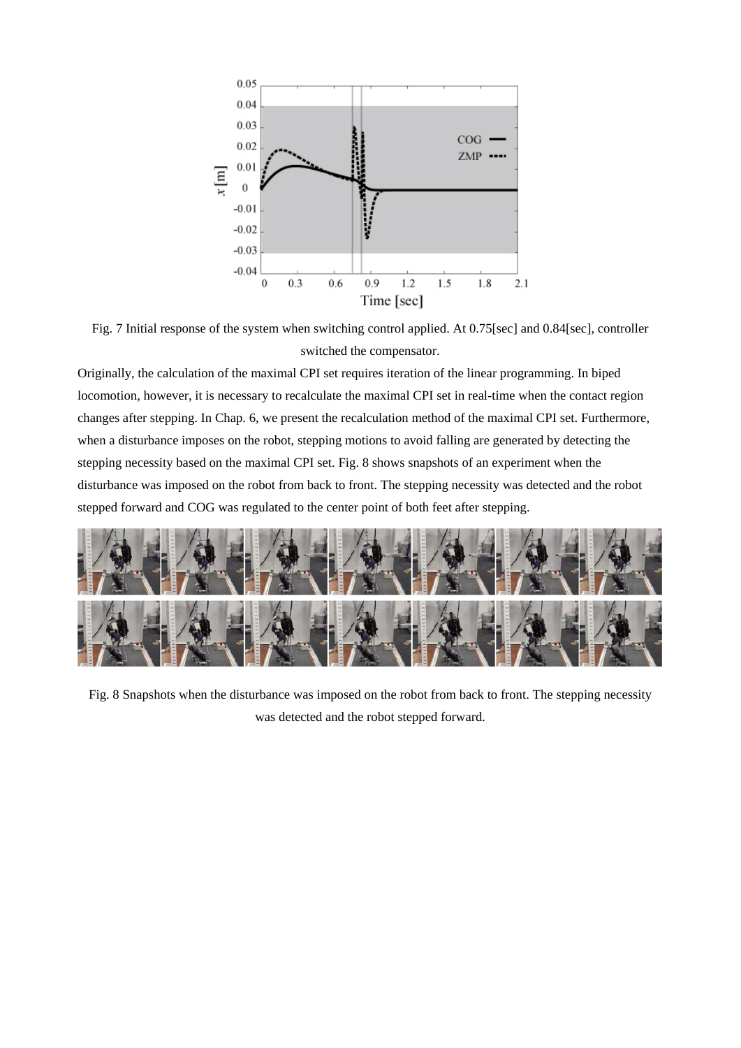0.05
0.04
0.03
0.02
0.01
0
-0.01
-0.02
-0.03
-0.04

$x$ [m]

0 0.3 0.6 0.9 1.2 1.5 1.8 2.1

Time [sec]

COG
ZMP

Fig. 7 Initial response of the system when switching control applied. At 0.75[sec] and 0.84[sec], controller switched the compensator.

Originally, the calculation of the maximal CPI set requires iteration of the linear programming. In biped locomotion, however, it is necessary to recalculate the maximal CPI set in real-time when the contact region changes after stepping. In Chap. 6, we present the recalculation method of the maximal CPI set. Furthermore, when a disturbance imposes on the robot, stepping motions to avoid falling are generated by detecting the stepping necessity based on the maximal CPI set. Fig. 8 shows snapshots of an experiment when the disturbance was imposed on the robot from back to front. The stepping necessity was detected and the robot stepped forward and COG was regulated to the center point of both feet after stepping.

Fig. 8 Snapshots when the disturbance was imposed on the robot from back to front. The stepping necessity was detected and the robot stepped forward.